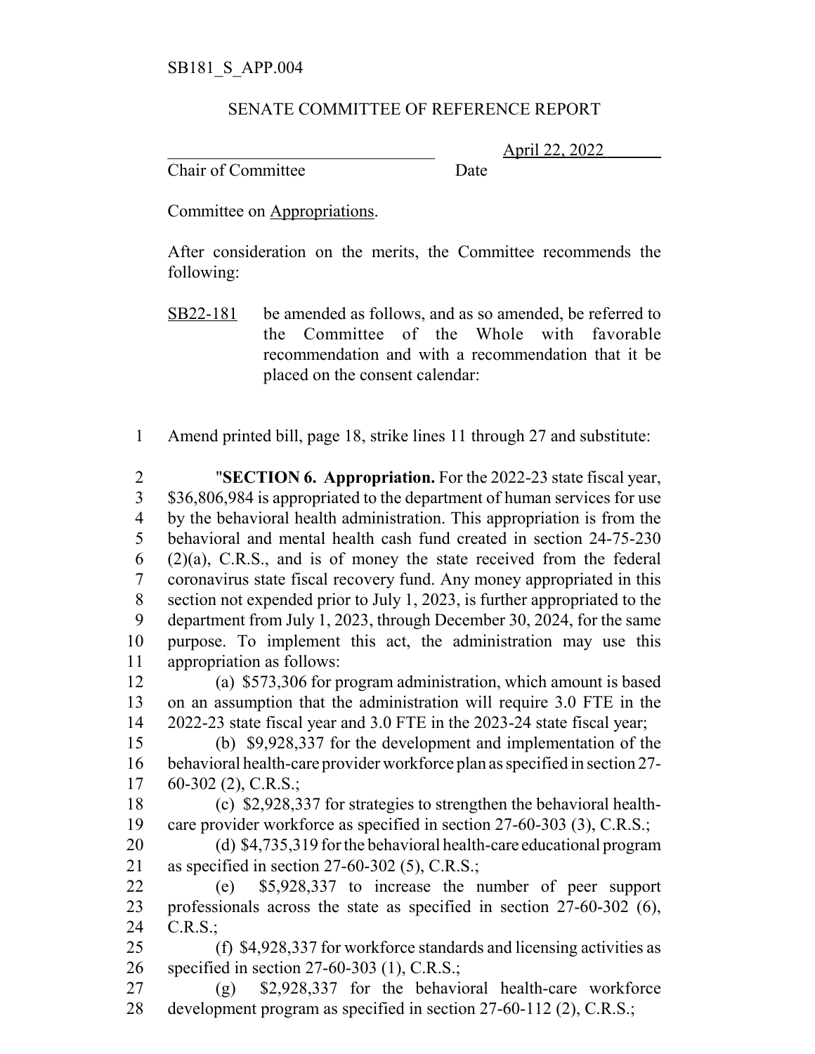SB181_S_APP.004

SENATE COMMITTEE OF REFERENCE REPORT

\_\_\_\_\_\_\_\_\_\_\_\_\_\_\_\_\_\_\_\_\_\_\_\_\_\_\_\_\_\_\_\_ April 22, 2022
Chair of Committee Date

Committee on Appropriations.

After consideration on the merits, the Committee recommends the following:

SB22-181 be amended as follows, and as so amended, be referred to the Committee of the Whole with favorable recommendation and with a recommendation that it be placed on the consent calendar:

1 Amend printed bill, page 18, strike lines 11 through 27 and substitute:

2 "**SECTION 6. Appropriation.** For the 2022-23 state fiscal year,
3 $36,806,984 is appropriated to the department of human services for use
4 by the behavioral health administration. This appropriation is from the
5 behavioral and mental health cash fund created in section 24-75-230
6 (2)(a), C.R.S., and is of money the state received from the federal
7 coronavirus state fiscal recovery fund. Any money appropriated in this
8 section not expended prior to July 1, 2023, is further appropriated to the
9 department from July 1, 2023, through December 30, 2024, for the same
10 purpose. To implement this act, the administration may use this
11 appropriation as follows:
12 (a) $573,306 for program administration, which amount is based
13 on an assumption that the administration will require 3.0 FTE in the
14 2022-23 state fiscal year and 3.0 FTE in the 2023-24 state fiscal year;
15 (b) $9,928,337 for the development and implementation of the
16 behavioral health-care provider workforce plan as specified in section 27-
17 60-302 (2), C.R.S.;
18 (c) $2,928,337 for strategies to strengthen the behavioral health-
19 care provider workforce as specified in section 27-60-303 (3), C.R.S.;
20 (d) $4,735,319 for the behavioral health-care educational program
21 as specified in section 27-60-302 (5), C.R.S.;
22 (e) $5,928,337 to increase the number of peer support
23 professionals across the state as specified in section 27-60-302 (6),
24 C.R.S.;
25 (f) $4,928,337 for workforce standards and licensing activities as
26 specified in section 27-60-303 (1), C.R.S.;
27 (g) $2,928,337 for the behavioral health-care workforce
28 development program as specified in section 27-60-112 (2), C.R.S.;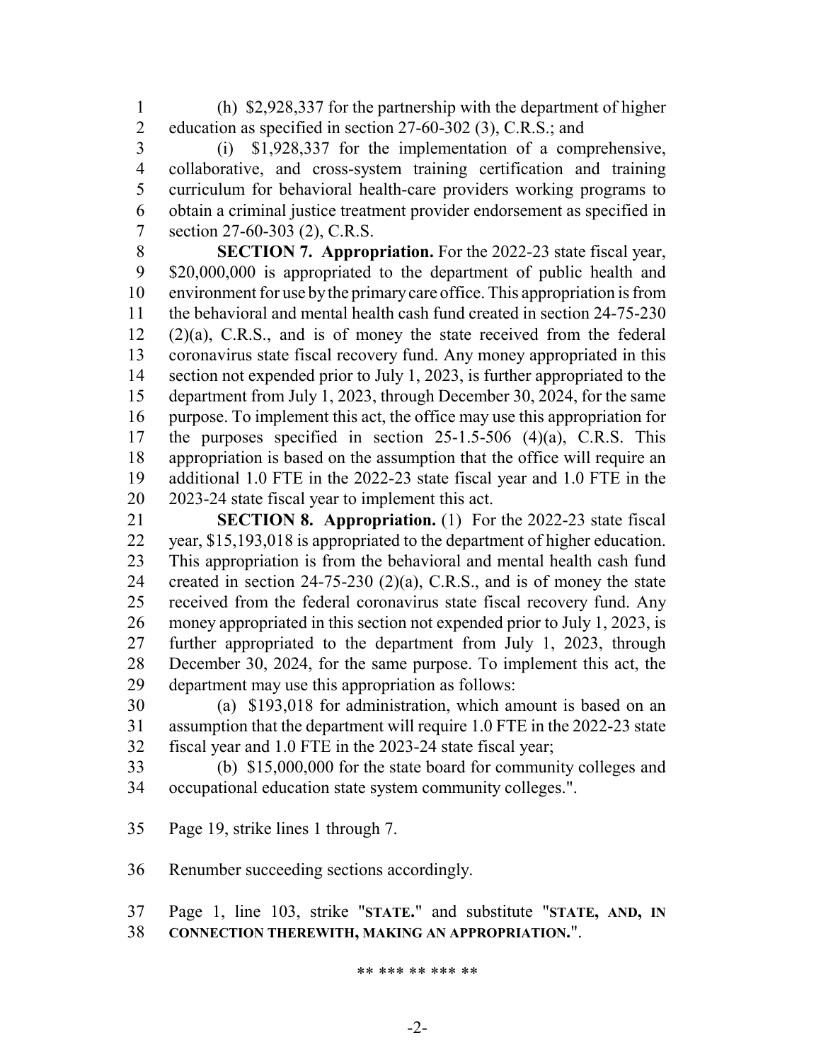(h) $2,928,337 for the partnership with the department of higher education as specified in section 27-60-302 (3), C.R.S.; and

(i) $1,928,337 for the implementation of a comprehensive, collaborative, and cross-system training certification and training curriculum for behavioral health-care providers working programs to obtain a criminal justice treatment provider endorsement as specified in section 27-60-303 (2), C.R.S.

**SECTION 7. Appropriation.** For the 2022-23 state fiscal year, $20,000,000 is appropriated to the department of public health and environment for use by the primary care office. This appropriation is from the behavioral and mental health cash fund created in section 24-75-230 (2)(a), C.R.S., and is of money the state received from the federal coronavirus state fiscal recovery fund. Any money appropriated in this section not expended prior to July 1, 2023, is further appropriated to the department from July 1, 2023, through December 30, 2024, for the same purpose. To implement this act, the office may use this appropriation for the purposes specified in section 25-1.5-506 (4)(a), C.R.S. This appropriation is based on the assumption that the office will require an additional 1.0 FTE in the 2022-23 state fiscal year and 1.0 FTE in the 2023-24 state fiscal year to implement this act.

**SECTION 8. Appropriation.** (1) For the 2022-23 state fiscal year, $15,193,018 is appropriated to the department of higher education. This appropriation is from the behavioral and mental health cash fund created in section 24-75-230 (2)(a), C.R.S., and is of money the state received from the federal coronavirus state fiscal recovery fund. Any money appropriated in this section not expended prior to July 1, 2023, is further appropriated to the department from July 1, 2023, through December 30, 2024, for the same purpose. To implement this act, the department may use this appropriation as follows:

(a) $193,018 for administration, which amount is based on an assumption that the department will require 1.0 FTE in the 2022-23 state fiscal year and 1.0 FTE in the 2023-24 state fiscal year;

(b) $15,000,000 for the state board for community colleges and occupational education state system community colleges.".

Page 19, strike lines 1 through 7.

Renumber succeeding sections accordingly.

Page 1, line 103, strike "**STATE.**" and substitute "**STATE, AND, IN CONNECTION THEREWITH, MAKING AN APPROPRIATION.**".

** *** ** *** **